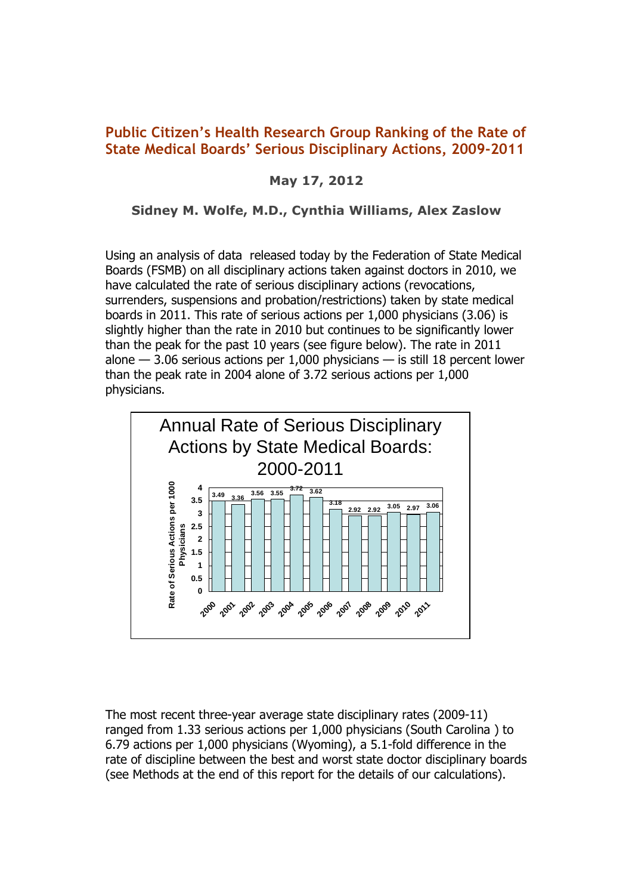# Public Citizen's Health Research Group Ranking of the Rate of State Medical Boards' Serious Disciplinary Actions, 2009-2011

**May 17, 2012**

**Sidney M. Wolfe, M.D., Cynthia Williams, Alex Zaslow**

Using an analysis of data released today by the Federation of State Medical Boards (FSMB) on all disciplinary actions taken against doctors in 2010, we have calculated the rate of serious disciplinary actions (revocations, surrenders, suspensions and probation/restrictions) taken by state medical boards in 2011. This rate of serious actions per 1,000 physicians (3.06) is slightly higher than the rate in 2010 but continues to be significantly lower than the peak for the past 10 years (see figure below). The rate in 2011 alone — 3.06 serious actions per 1,000 physicians — is still 18 percent lower than the peak rate in 2004 alone of 3.72 serious actions per 1,000 physicians.

**Annual Rate of Serious Disciplinary Actions by State Medical Boards: 2000-2011**

| Year | Rate of Serious Actions per 1000 Physicians |
|---|---|
| 2000 | 3.49 |
| 2001 | 3.36 |
| 2002 | 3.56 |
| 2003 | 3.55 |
| 2004 | 3.72 |
| 2005 | 3.62 |
| 2006 | 3.18 |
| 2007 | 2.92 |
| 2008 | 2.92 |
| 2009 | 3.05 |
| 2010 | 2.97 |
| 2011 | 3.06 |

The most recent three-year average state disciplinary rates (2009-11) ranged from 1.33 serious actions per 1,000 physicians (South Carolina ) to 6.79 actions per 1,000 physicians (Wyoming), a 5.1-fold difference in the rate of discipline between the best and worst state doctor disciplinary boards (see Methods at the end of this report for the details of our calculations).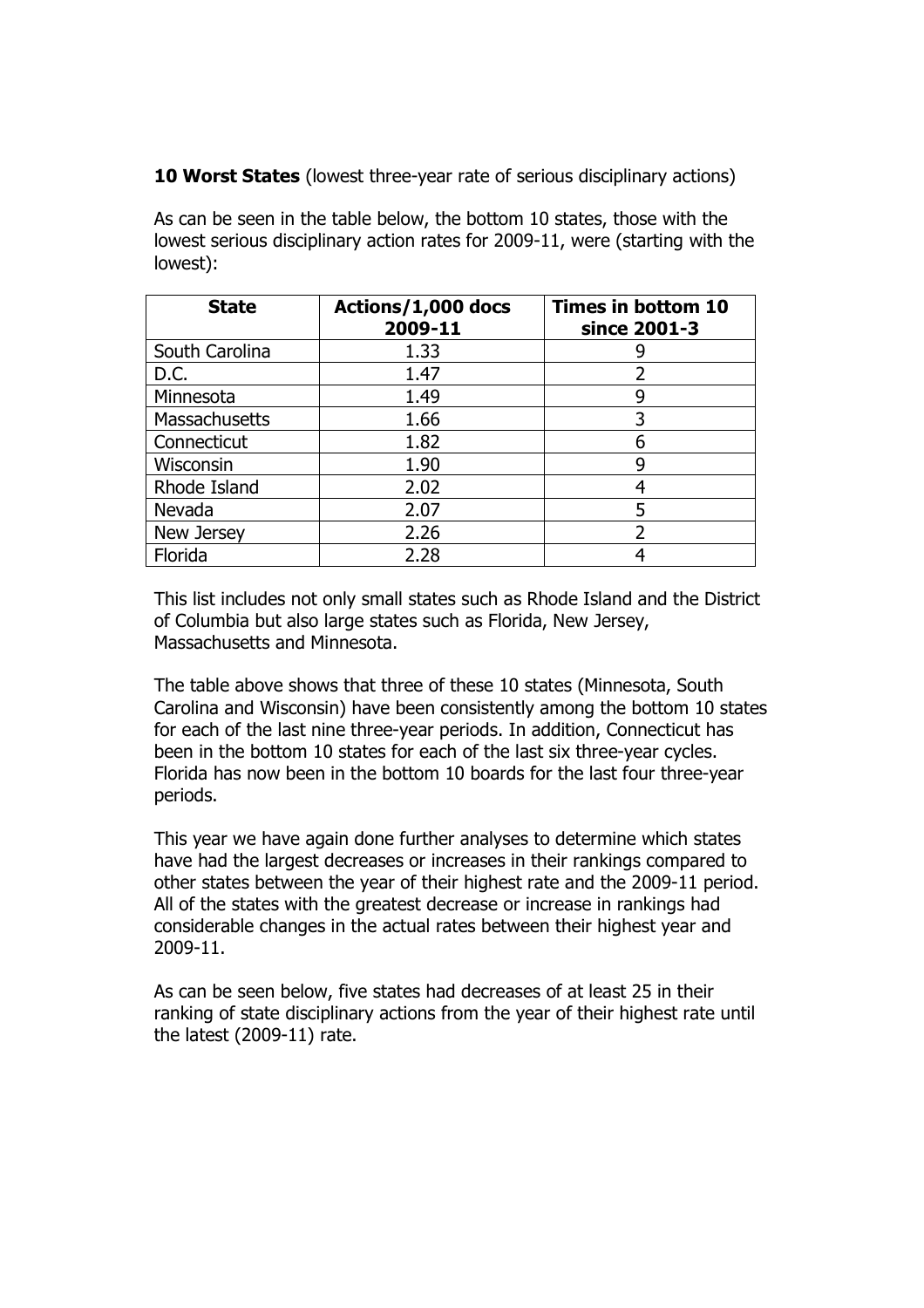**10 Worst States** (lowest three-year rate of serious disciplinary actions)

As can be seen in the table below, the bottom 10 states, those with the lowest serious disciplinary action rates for 2009-11, were (starting with the lowest):

| State | Actions/1,000 docs 2009-11 | Times in bottom 10 since 2001-3 |
|---|---|---|
| South Carolina | 1.33 | 9 |
| D.C. | 1.47 | 2 |
| Minnesota | 1.49 | 9 |
| Massachusetts | 1.66 | 3 |
| Connecticut | 1.82 | 6 |
| Wisconsin | 1.90 | 9 |
| Rhode Island | 2.02 | 4 |
| Nevada | 2.07 | 5 |
| New Jersey | 2.26 | 2 |
| Florida | 2.28 | 4 |

This list includes not only small states such as Rhode Island and the District of Columbia but also large states such as Florida, New Jersey, Massachusetts and Minnesota.

The table above shows that three of these 10 states (Minnesota, South Carolina and Wisconsin) have been consistently among the bottom 10 states for each of the last nine three-year periods. In addition, Connecticut has been in the bottom 10 states for each of the last six three-year cycles. Florida has now been in the bottom 10 boards for the last four three-year periods.

This year we have again done further analyses to determine which states have had the largest decreases or increases in their rankings compared to other states between the year of their highest rate and the 2009-11 period. All of the states with the greatest decrease or increase in rankings had considerable changes in the actual rates between their highest year and 2009-11.

As can be seen below, five states had decreases of at least 25 in their ranking of state disciplinary actions from the year of their highest rate until the latest (2009-11) rate.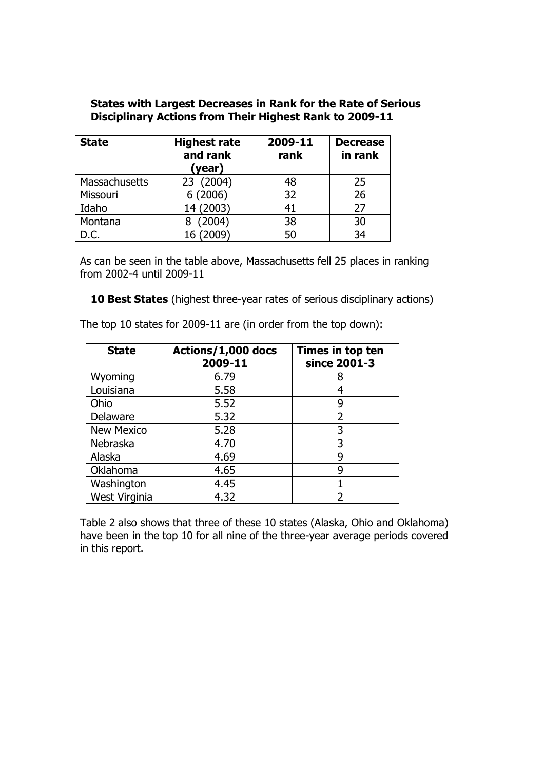**States with Largest Decreases in Rank for the Rate of Serious Disciplinary Actions from Their Highest Rank to 2009-11**

| State | Highest rate and rank (year) | 2009-11 rank | Decrease in rank |
|---|---|---|---|
| Massachusetts | 23 (2004) | 48 | 25 |
| Missouri | 6 (2006) | 32 | 26 |
| Idaho | 14 (2003) | 41 | 27 |
| Montana | 8 (2004) | 38 | 30 |
| D.C. | 16 (2009) | 50 | 34 |

As can be seen in the table above, Massachusetts fell 25 places in ranking from 2002-4 until 2009-11

**10 Best States** (highest three-year rates of serious disciplinary actions)

The top 10 states for 2009-11 are (in order from the top down):

| State | Actions/1,000 docs 2009-11 | Times in top ten since 2001-3 |
|---|---|---|
| Wyoming | 6.79 | 8 |
| Louisiana | 5.58 | 4 |
| Ohio | 5.52 | 9 |
| Delaware | 5.32 | 2 |
| New Mexico | 5.28 | 3 |
| Nebraska | 4.70 | 3 |
| Alaska | 4.69 | 9 |
| Oklahoma | 4.65 | 9 |
| Washington | 4.45 | 1 |
| West Virginia | 4.32 | 2 |

Table 2 also shows that three of these 10 states (Alaska, Ohio and Oklahoma) have been in the top 10 for all nine of the three-year average periods covered in this report.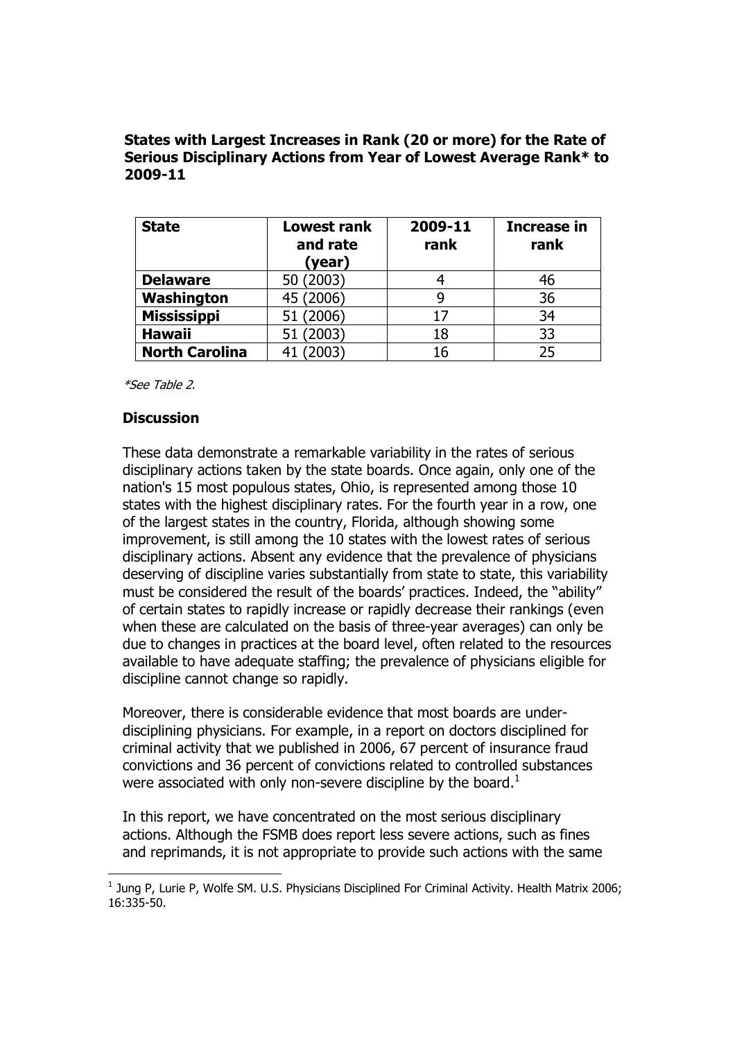**States with Largest Increases in Rank (20 or more) for the Rate of Serious Disciplinary Actions from Year of Lowest Average Rank* to 2009-11**

| State | Lowest rank and rate (year) | 2009-11 rank | Increase in rank |
|---|---|---|---|
| **Delaware** | 50 (2003) | 4 | 46 |
| **Washington** | 45 (2006) | 9 | 36 |
| **Mississippi** | 51 (2006) | 17 | 34 |
| **Hawaii** | 51 (2003) | 18 | 33 |
| **North Carolina** | 41 (2003) | 16 | 25 |

*\*See Table 2.*

### Discussion

These data demonstrate a remarkable variability in the rates of serious disciplinary actions taken by the state boards. Once again, only one of the nation's 15 most populous states, Ohio, is represented among those 10 states with the highest disciplinary rates. For the fourth year in a row, one of the largest states in the country, Florida, although showing some improvement, is still among the 10 states with the lowest rates of serious disciplinary actions. Absent any evidence that the prevalence of physicians deserving of discipline varies substantially from state to state, this variability must be considered the result of the boards' practices. Indeed, the "ability" of certain states to rapidly increase or rapidly decrease their rankings (even when these are calculated on the basis of three-year averages) can only be due to changes in practices at the board level, often related to the resources available to have adequate staffing; the prevalence of physicians eligible for discipline cannot change so rapidly.

Moreover, there is considerable evidence that most boards are under-disciplining physicians. For example, in a report on doctors disciplined for criminal activity that we published in 2006, 67 percent of insurance fraud convictions and 36 percent of convictions related to controlled substances were associated with only non-severe discipline by the board.[1]

In this report, we have concentrated on the most serious disciplinary actions. Although the FSMB does report less severe actions, such as fines and reprimands, it is not appropriate to provide such actions with the same

[1] Jung P, Lurie P, Wolfe SM. U.S. Physicians Disciplined For Criminal Activity. Health Matrix 2006; 16:335-50.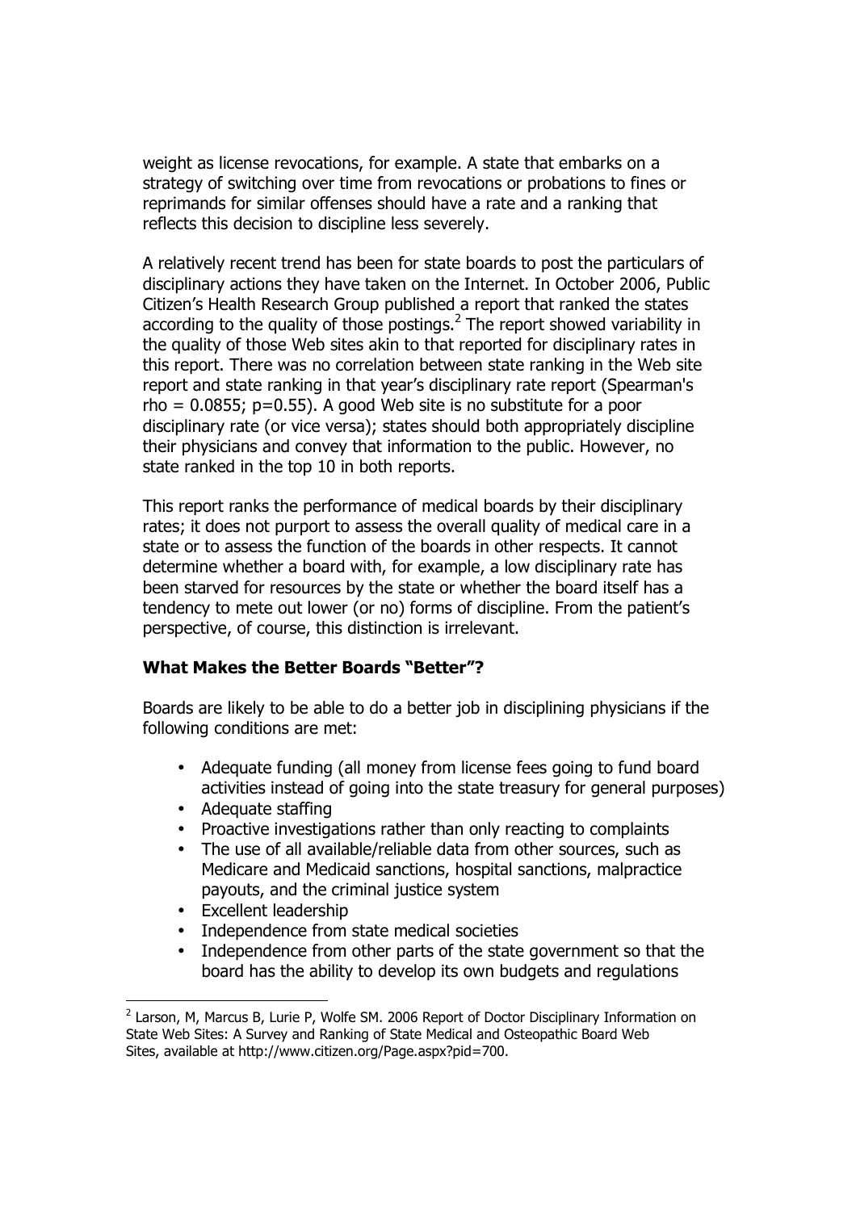weight as license revocations, for example. A state that embarks on a strategy of switching over time from revocations or probations to fines or reprimands for similar offenses should have a rate and a ranking that reflects this decision to discipline less severely.

A relatively recent trend has been for state boards to post the particulars of disciplinary actions they have taken on the Internet. In October 2006, Public Citizen's Health Research Group published a report that ranked the states according to the quality of those postings.[2] The report showed variability in the quality of those Web sites akin to that reported for disciplinary rates in this report. There was no correlation between state ranking in the Web site report and state ranking in that year's disciplinary rate report (Spearman's $\rho = 0.0855$; $p=0.55$). A good Web site is no substitute for a poor disciplinary rate (or vice versa); states should both appropriately discipline their physicians and convey that information to the public. However, no state ranked in the top 10 in both reports.

This report ranks the performance of medical boards by their disciplinary rates; it does not purport to assess the overall quality of medical care in a state or to assess the function of the boards in other respects. It cannot determine whether a board with, for example, a low disciplinary rate has been starved for resources by the state or whether the board itself has a tendency to mete out lower (or no) forms of discipline. From the patient's perspective, of course, this distinction is irrelevant.

**What Makes the Better Boards "Better"?**

Boards are likely to be able to do a better job in disciplining physicians if the following conditions are met:

- Adequate funding (all money from license fees going to fund board activities instead of going into the state treasury for general purposes)
- Adequate staffing
- Proactive investigations rather than only reacting to complaints
- The use of all available/reliable data from other sources, such as Medicare and Medicaid sanctions, hospital sanctions, malpractice payouts, and the criminal justice system
- Excellent leadership
- Independence from state medical societies
- Independence from other parts of the state government so that the board has the ability to develop its own budgets and regulations

[2] Larson, M, Marcus B, Lurie P, Wolfe SM. 2006 Report of Doctor Disciplinary Information on State Web Sites: A Survey and Ranking of State Medical and Osteopathic Board Web Sites, available at http://www.citizen.org/Page.aspx?pid=700.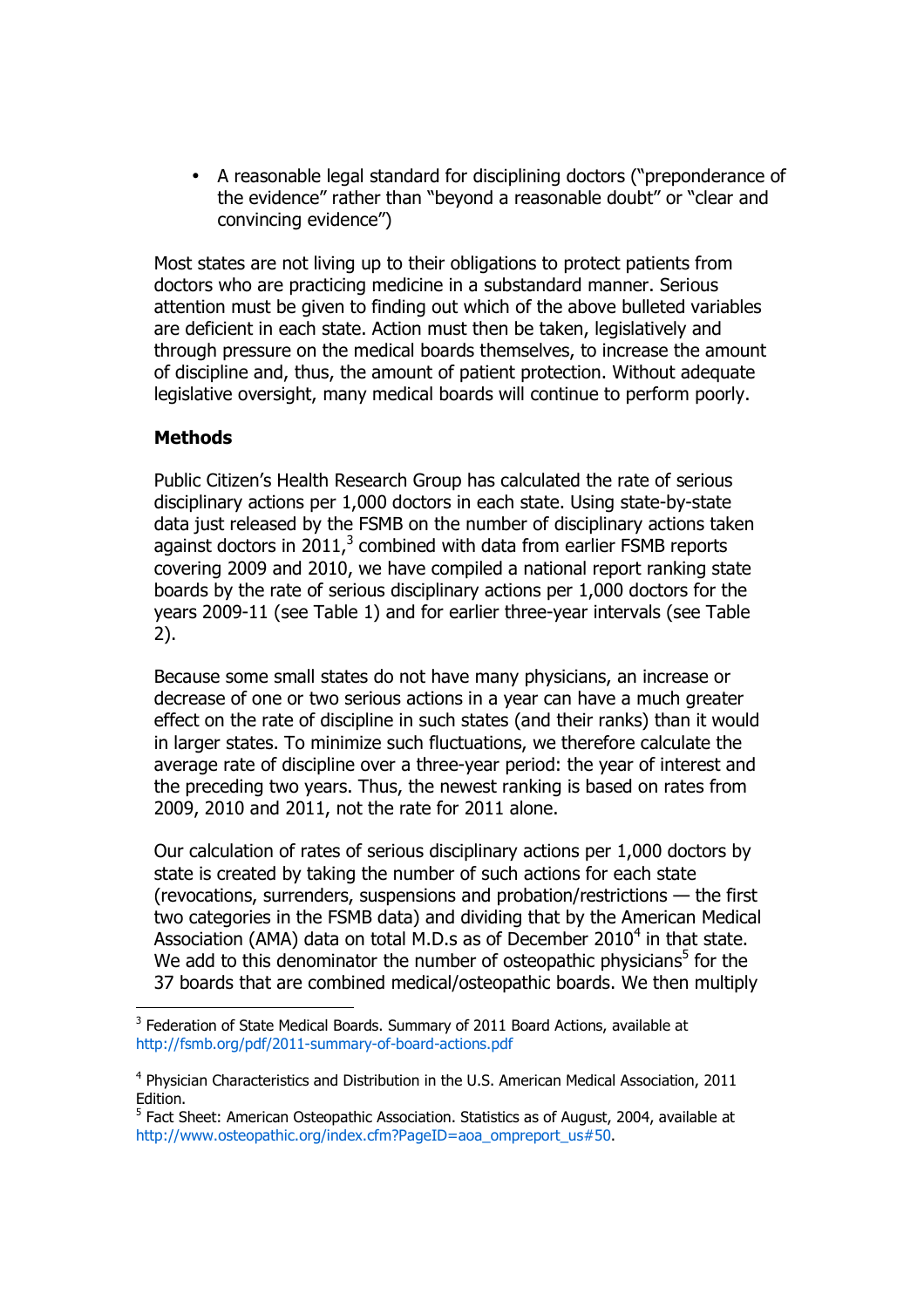- A reasonable legal standard for disciplining doctors ("preponderance of the evidence" rather than "beyond a reasonable doubt" or "clear and convincing evidence")

Most states are not living up to their obligations to protect patients from doctors who are practicing medicine in a substandard manner. Serious attention must be given to finding out which of the above bulleted variables are deficient in each state. Action must then be taken, legislatively and through pressure on the medical boards themselves, to increase the amount of discipline and, thus, the amount of patient protection. Without adequate legislative oversight, many medical boards will continue to perform poorly.

**Methods**

Public Citizen's Health Research Group has calculated the rate of serious disciplinary actions per 1,000 doctors in each state. Using state-by-state data just released by the FSMB on the number of disciplinary actions taken against doctors in 2011,[3] combined with data from earlier FSMB reports covering 2009 and 2010, we have compiled a national report ranking state boards by the rate of serious disciplinary actions per 1,000 doctors for the years 2009-11 (see Table 1) and for earlier three-year intervals (see Table 2).

Because some small states do not have many physicians, an increase or decrease of one or two serious actions in a year can have a much greater effect on the rate of discipline in such states (and their ranks) than it would in larger states. To minimize such fluctuations, we therefore calculate the average rate of discipline over a three-year period: the year of interest and the preceding two years. Thus, the newest ranking is based on rates from 2009, 2010 and 2011, not the rate for 2011 alone.

Our calculation of rates of serious disciplinary actions per 1,000 doctors by state is created by taking the number of such actions for each state (revocations, surrenders, suspensions and probation/restrictions — the first two categories in the FSMB data) and dividing that by the American Medical Association (AMA) data on total M.D.s as of December 2010[4] in that state. We add to this denominator the number of osteopathic physicians[5] for the 37 boards that are combined medical/osteopathic boards. We then multiply

---

[3] Federation of State Medical Boards. Summary of 2011 Board Actions, available at http://fsmb.org/pdf/2011-summary-of-board-actions.pdf

[4] Physician Characteristics and Distribution in the U.S. American Medical Association, 2011 Edition.

[5] Fact Sheet: American Osteopathic Association. Statistics as of August, 2004, available at http://www.osteopathic.org/index.cfm?PageID=aoa_ompreport_us#50.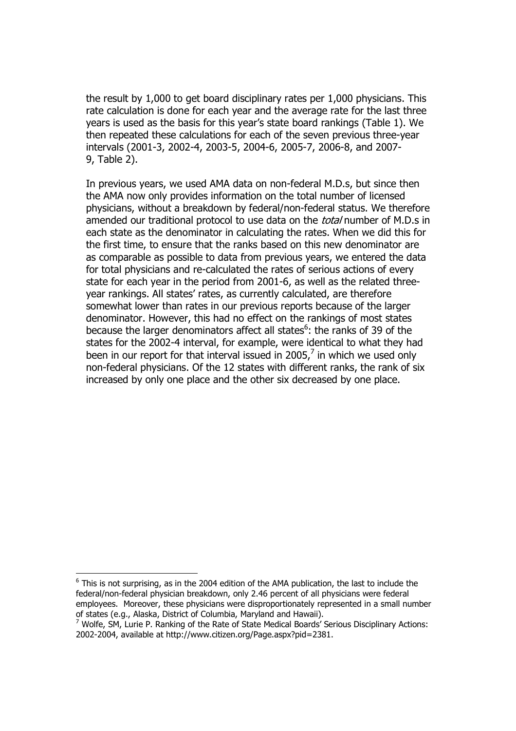the result by 1,000 to get board disciplinary rates per 1,000 physicians. This rate calculation is done for each year and the average rate for the last three years is used as the basis for this year's state board rankings (Table 1). We then repeated these calculations for each of the seven previous three-year intervals (2001-3, 2002-4, 2003-5, 2004-6, 2005-7, 2006-8, and 2007-9, Table 2).

In previous years, we used AMA data on non-federal M.D.s, but since then the AMA now only provides information on the total number of licensed physicians, without a breakdown by federal/non-federal status. We therefore amended our traditional protocol to use data on the *total* number of M.D.s in each state as the denominator in calculating the rates. When we did this for the first time, to ensure that the ranks based on this new denominator are as comparable as possible to data from previous years, we entered the data for total physicians and re-calculated the rates of serious actions of every state for each year in the period from 2001-6, as well as the related three-year rankings. All states' rates, as currently calculated, are therefore somewhat lower than rates in our previous reports because of the larger denominator. However, this had no effect on the rankings of most states because the larger denominators affect all states[6]: the ranks of 39 of the states for the 2002-4 interval, for example, were identical to what they had been in our report for that interval issued in 2005,[7] in which we used only non-federal physicians. Of the 12 states with different ranks, the rank of six increased by only one place and the other six decreased by one place.

---

[6] This is not surprising, as in the 2004 edition of the AMA publication, the last to include the federal/non-federal physician breakdown, only 2.46 percent of all physicians were federal employees. Moreover, these physicians were disproportionately represented in a small number of states (e.g., Alaska, District of Columbia, Maryland and Hawaii).

[7] Wolfe, SM, Lurie P. Ranking of the Rate of State Medical Boards' Serious Disciplinary Actions: 2002-2004, available at http://www.citizen.org/Page.aspx?pid=2381.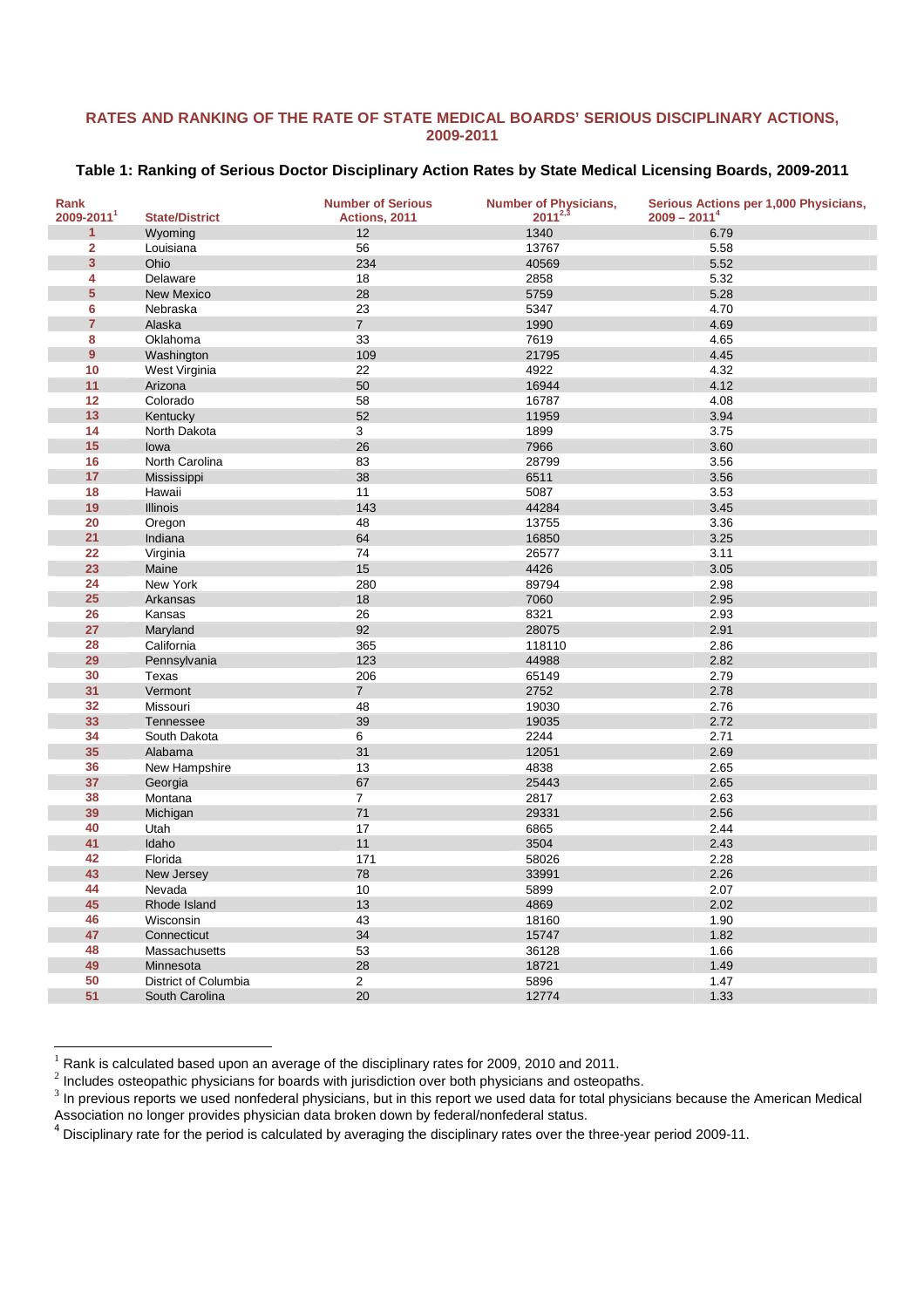## RATES AND RANKING OF THE RATE OF STATE MEDICAL BOARDS' SERIOUS DISCIPLINARY ACTIONS, 2009-2011

### Table 1: Ranking of Serious Doctor Disciplinary Action Rates by State Medical Licensing Boards, 2009-2011

| Rank 2009-2011[1] | State/District | Number of Serious Actions, 2011 | Number of Physicians, 2011[2,3] | Serious Actions per 1,000 Physicians, 2009 – 2011[4] |
|---|---|---|---|---|
| 1 | Wyoming | 12 | 1340 | 6.79 |
| 2 | Louisiana | 56 | 13767 | 5.58 |
| 3 | Ohio | 234 | 40569 | 5.52 |
| 4 | Delaware | 18 | 2858 | 5.32 |
| 5 | New Mexico | 28 | 5759 | 5.28 |
| 6 | Nebraska | 23 | 5347 | 4.70 |
| 7 | Alaska | 7 | 1990 | 4.69 |
| 8 | Oklahoma | 33 | 7619 | 4.65 |
| 9 | Washington | 109 | 21795 | 4.45 |
| 10 | West Virginia | 22 | 4922 | 4.32 |
| 11 | Arizona | 50 | 16944 | 4.12 |
| 12 | Colorado | 58 | 16787 | 4.08 |
| 13 | Kentucky | 52 | 11959 | 3.94 |
| 14 | North Dakota | 3 | 1899 | 3.75 |
| 15 | Iowa | 26 | 7966 | 3.60 |
| 16 | North Carolina | 83 | 28799 | 3.56 |
| 17 | Mississippi | 38 | 6511 | 3.56 |
| 18 | Hawaii | 11 | 5087 | 3.53 |
| 19 | Illinois | 143 | 44284 | 3.45 |
| 20 | Oregon | 48 | 13755 | 3.36 |
| 21 | Indiana | 64 | 16850 | 3.25 |
| 22 | Virginia | 74 | 26577 | 3.11 |
| 23 | Maine | 15 | 4426 | 3.05 |
| 24 | New York | 280 | 89794 | 2.98 |
| 25 | Arkansas | 18 | 7060 | 2.95 |
| 26 | Kansas | 26 | 8321 | 2.93 |
| 27 | Maryland | 92 | 28075 | 2.91 |
| 28 | California | 365 | 118110 | 2.86 |
| 29 | Pennsylvania | 123 | 44988 | 2.82 |
| 30 | Texas | 206 | 65149 | 2.79 |
| 31 | Vermont | 7 | 2752 | 2.78 |
| 32 | Missouri | 48 | 19030 | 2.76 |
| 33 | Tennessee | 39 | 19035 | 2.72 |
| 34 | South Dakota | 6 | 2244 | 2.71 |
| 35 | Alabama | 31 | 12051 | 2.69 |
| 36 | New Hampshire | 13 | 4838 | 2.65 |
| 37 | Georgia | 67 | 25443 | 2.65 |
| 38 | Montana | 7 | 2817 | 2.63 |
| 39 | Michigan | 71 | 29331 | 2.56 |
| 40 | Utah | 17 | 6865 | 2.44 |
| 41 | Idaho | 11 | 3504 | 2.43 |
| 42 | Florida | 171 | 58026 | 2.28 |
| 43 | New Jersey | 78 | 33991 | 2.26 |
| 44 | Nevada | 10 | 5899 | 2.07 |
| 45 | Rhode Island | 13 | 4869 | 2.02 |
| 46 | Wisconsin | 43 | 18160 | 1.90 |
| 47 | Connecticut | 34 | 15747 | 1.82 |
| 48 | Massachusetts | 53 | 36128 | 1.66 |
| 49 | Minnesota | 28 | 18721 | 1.49 |
| 50 | District of Columbia | 2 | 5896 | 1.47 |
| 51 | South Carolina | 20 | 12774 | 1.33 |

[1] Rank is calculated based upon an average of the disciplinary rates for 2009, 2010 and 2011.

[2] Includes osteopathic physicians for boards with jurisdiction over both physicians and osteopaths.

[3] In previous reports we used nonfederal physicians, but in this report we used data for total physicians because the American Medical Association no longer provides physician data broken down by federal/nonfederal status.

[4] Disciplinary rate for the period is calculated by averaging the disciplinary rates over the three-year period 2009-11.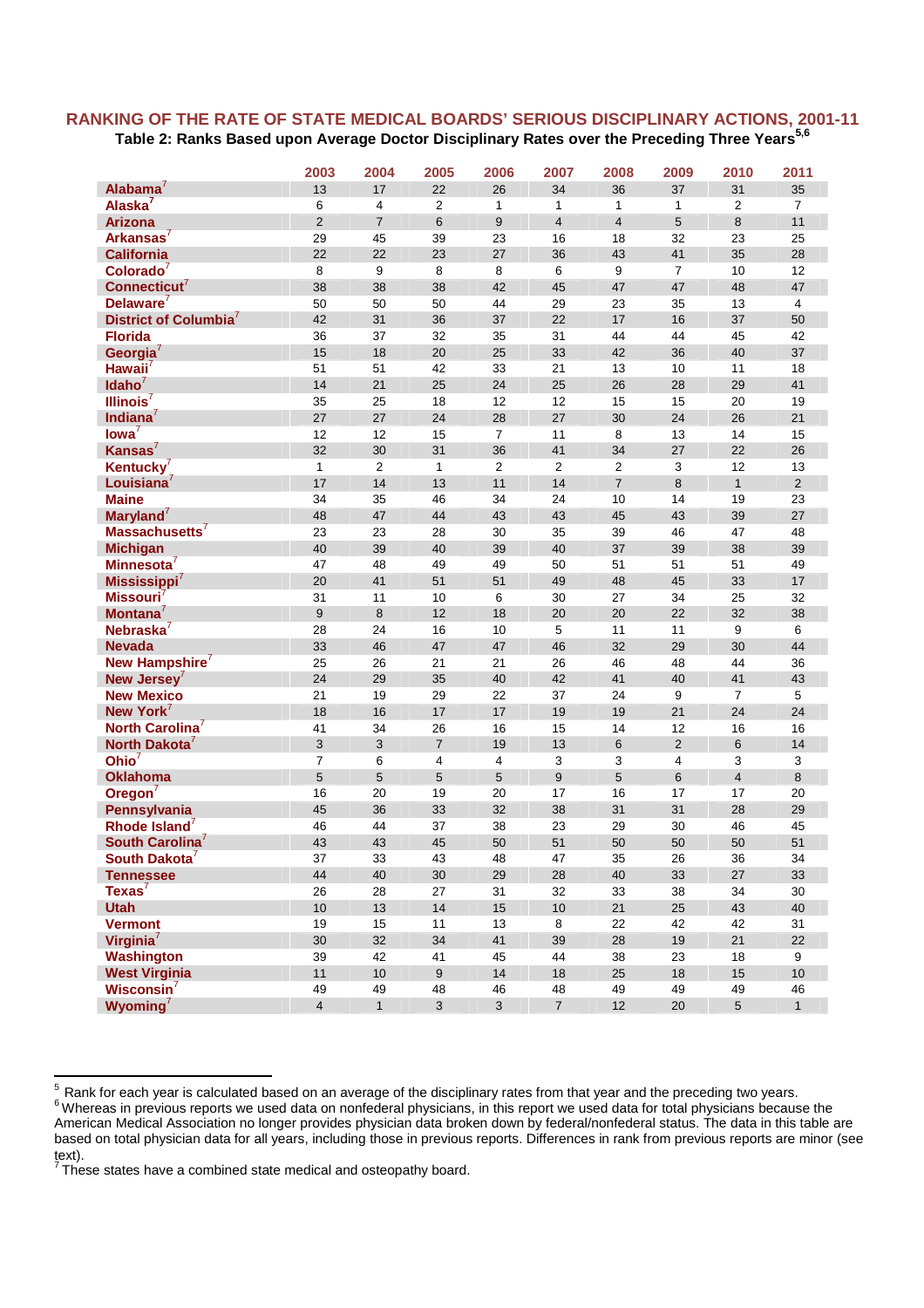## RANKING OF THE RATE OF STATE MEDICAL BOARDS' SERIOUS DISCIPLINARY ACTIONS, 2001-11

### Table 2: Ranks Based upon Average Doctor Disciplinary Rates over the Preceding Three Years[5,6]

| | 2003 | 2004 | 2005 | 2006 | 2007 | 2008 | 2009 | 2010 | 2011 |
|---|---|---|---|---|---|---|---|---|---|
| Alabama[7] | 13 | 17 | 22 | 26 | 34 | 36 | 37 | 31 | 35 |
| Alaska[7] | 6 | 4 | 2 | 1 | 1 | 1 | 1 | 2 | 7 |
| Arizona | 2 | 7 | 6 | 9 | 4 | 4 | 5 | 8 | 11 |
| Arkansas[7] | 29 | 45 | 39 | 23 | 16 | 18 | 32 | 23 | 25 |
| California | 22 | 22 | 23 | 27 | 36 | 43 | 41 | 35 | 28 |
| Colorado[7] | 8 | 9 | 8 | 8 | 6 | 9 | 7 | 10 | 12 |
| Connecticut[7] | 38 | 38 | 38 | 42 | 45 | 47 | 47 | 48 | 47 |
| Delaware[7] | 50 | 50 | 50 | 44 | 29 | 23 | 35 | 13 | 4 |
| District of Columbia[7] | 42 | 31 | 36 | 37 | 22 | 17 | 16 | 37 | 50 |
| Florida | 36 | 37 | 32 | 35 | 31 | 44 | 44 | 45 | 42 |
| Georgia[7] | 15 | 18 | 20 | 25 | 33 | 42 | 36 | 40 | 37 |
| Hawaii[7] | 51 | 51 | 42 | 33 | 21 | 13 | 10 | 11 | 18 |
| Idaho[7] | 14 | 21 | 25 | 24 | 25 | 26 | 28 | 29 | 41 |
| Illinois[7] | 35 | 25 | 18 | 12 | 12 | 15 | 15 | 20 | 19 |
| Indiana[7] | 27 | 27 | 24 | 28 | 27 | 30 | 24 | 26 | 21 |
| Iowa[7] | 12 | 12 | 15 | 7 | 11 | 8 | 13 | 14 | 15 |
| Kansas[7] | 32 | 30 | 31 | 36 | 41 | 34 | 27 | 22 | 26 |
| Kentucky[7] | 1 | 2 | 1 | 2 | 2 | 2 | 3 | 12 | 13 |
| Louisiana[7] | 17 | 14 | 13 | 11 | 14 | 7 | 8 | 1 | 2 |
| Maine | 34 | 35 | 46 | 34 | 24 | 10 | 14 | 19 | 23 |
| Maryland[7] | 48 | 47 | 44 | 43 | 43 | 45 | 43 | 39 | 27 |
| Massachusetts[7] | 23 | 23 | 28 | 30 | 35 | 39 | 46 | 47 | 48 |
| Michigan | 40 | 39 | 40 | 39 | 40 | 37 | 39 | 38 | 39 |
| Minnesota[7] | 47 | 48 | 49 | 49 | 50 | 51 | 51 | 51 | 49 |
| Mississippi[7] | 20 | 41 | 51 | 51 | 49 | 48 | 45 | 33 | 17 |
| Missouri[7] | 31 | 11 | 10 | 6 | 30 | 27 | 34 | 25 | 32 |
| Montana[7] | 9 | 8 | 12 | 18 | 20 | 20 | 22 | 32 | 38 |
| Nebraska[7] | 28 | 24 | 16 | 10 | 5 | 11 | 11 | 9 | 6 |
| Nevada | 33 | 46 | 47 | 47 | 46 | 32 | 29 | 30 | 44 |
| New Hampshire[7] | 25 | 26 | 21 | 21 | 26 | 46 | 48 | 44 | 36 |
| New Jersey[7] | 24 | 29 | 35 | 40 | 42 | 41 | 40 | 41 | 43 |
| New Mexico | 21 | 19 | 29 | 22 | 37 | 24 | 9 | 7 | 5 |
| New York[7] | 18 | 16 | 17 | 17 | 19 | 19 | 21 | 24 | 24 |
| North Carolina[7] | 41 | 34 | 26 | 16 | 15 | 14 | 12 | 16 | 16 |
| North Dakota[7] | 3 | 3 | 7 | 19 | 13 | 6 | 2 | 6 | 14 |
| Ohio[7] | 7 | 6 | 4 | 4 | 3 | 3 | 4 | 3 | 3 |
| Oklahoma | 5 | 5 | 5 | 5 | 9 | 5 | 6 | 4 | 8 |
| Oregon[7] | 16 | 20 | 19 | 20 | 17 | 16 | 17 | 17 | 20 |
| Pennsylvania | 45 | 36 | 33 | 32 | 38 | 31 | 31 | 28 | 29 |
| Rhode Island[7] | 46 | 44 | 37 | 38 | 23 | 29 | 30 | 46 | 45 |
| South Carolina[7] | 43 | 43 | 45 | 50 | 51 | 50 | 50 | 50 | 51 |
| South Dakota[7] | 37 | 33 | 43 | 48 | 47 | 35 | 26 | 36 | 34 |
| Tennessee | 44 | 40 | 30 | 29 | 28 | 40 | 33 | 27 | 33 |
| Texas[7] | 26 | 28 | 27 | 31 | 32 | 33 | 38 | 34 | 30 |
| Utah | 10 | 13 | 14 | 15 | 10 | 21 | 25 | 43 | 40 |
| Vermont | 19 | 15 | 11 | 13 | 8 | 22 | 42 | 42 | 31 |
| Virginia[7] | 30 | 32 | 34 | 41 | 39 | 28 | 19 | 21 | 22 |
| Washington | 39 | 42 | 41 | 45 | 44 | 38 | 23 | 18 | 9 |
| West Virginia | 11 | 10 | 9 | 14 | 18 | 25 | 18 | 15 | 10 |
| Wisconsin[7] | 49 | 49 | 48 | 46 | 48 | 49 | 49 | 49 | 46 |
| Wyoming[7] | 4 | 1 | 3 | 3 | 7 | 12 | 20 | 5 | 1 |

[5] Rank for each year is calculated based on an average of the disciplinary rates from that year and the preceding two years.

[6] Whereas in previous reports we used data on nonfederal physicians, in this report we used data for total physicians because the American Medical Association no longer provides physician data broken down by federal/nonfederal status. The data in this table are based on total physician data for all years, including those in previous reports. Differences in rank from previous reports are minor (see text).

[7] These states have a combined state medical and osteopathy board.